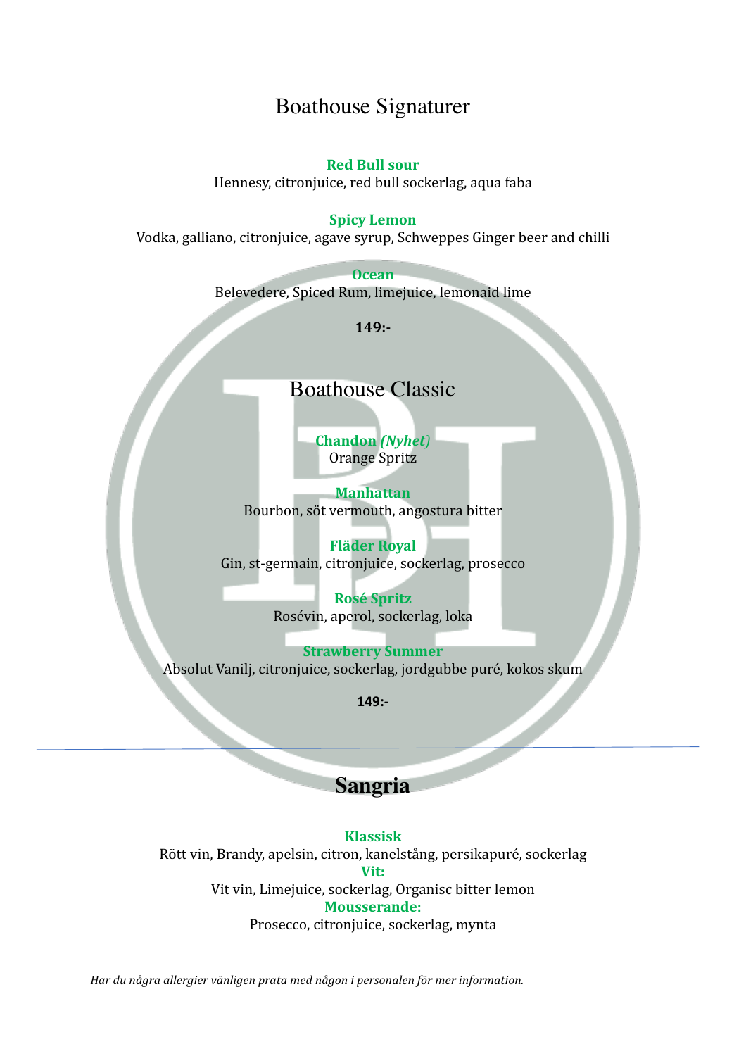# Boathouse Signaturer

**Red Bull sour**
Hennesy, citronjuice, red bull sockerlag, aqua faba

**Spicy Lemon**
Vodka, galliano, citronjuice, agave syrup, Schweppes Ginger beer and chilli

**Ocean**
Belevedere, Spiced Rum, limejuice, lemonaid lime

**149:-**

# Boathouse Classic

**Chandon *(Nyhet)***
Orange Spritz

**Manhattan**
Bourbon, söt vermouth, angostura bitter

**Fläder Royal**
Gin, st-germain, citronjuice, sockerlag, prosecco

**Rosé Spritz**
Rosévin, aperol, sockerlag, loka

**Strawberry Summer**
Absolut Vanilj, citronjuice, sockerlag, jordgubbe puré, kokos skum

**149:-**

---

# Sangria

**Klassisk**
Rött vin, Brandy, apelsin, citron, kanelstång, persikapuré, sockerlag

**Vit:**
Vit vin, Limejuice, sockerlag, Organisc bitter lemon

**Mousserande:**
Prosecco, citronjuice, sockerlag, mynta

*Har du några allergier vänligen prata med någon i personalen för mer information.*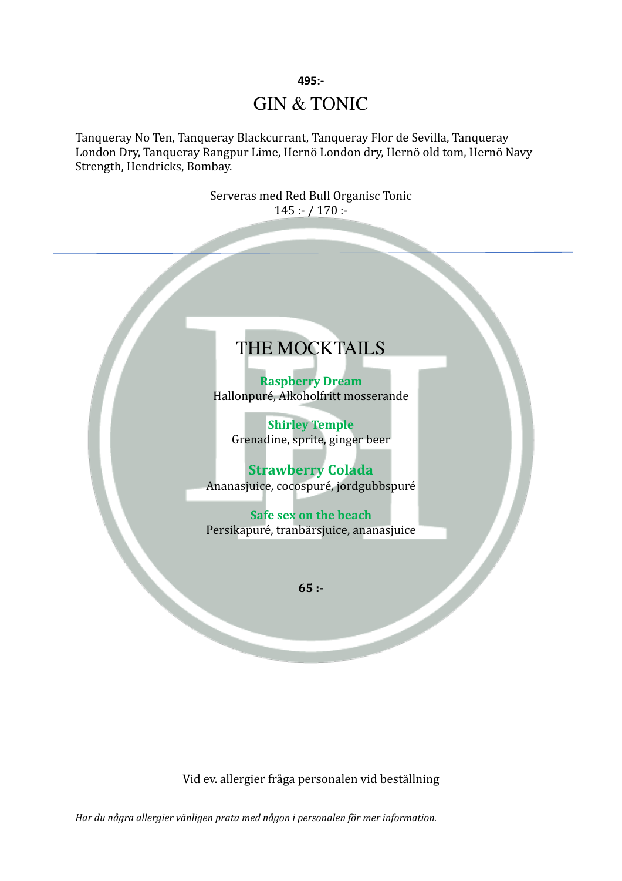**495:-**

## GIN & TONIC

Tanqueray No Ten, Tanqueray Blackcurrant, Tanqueray Flor de Sevilla, Tanqueray London Dry, Tanqueray Rangpur Lime, Hernö London dry, Hernö old tom, Hernö Navy Strength, Hendricks, Bombay.

Serveras med Red Bull Organisc Tonic
145 :- / 170 :-

---

## THE MOCKTAILS

**Raspberry Dream**
Hallonpuré, Alkoholfritt mosserande

**Shirley Temple**
Grenadine, sprite, ginger beer

**Strawberry Colada**
Ananasjuice, cocospuré, jordgubbspuré

**Safe sex on the beach**
Persikapuré, tranbärsjuice, ananasjuice

**65 :-**

Vid ev. allergier fråga personalen vid beställning

*Har du några allergier vänligen prata med någon i personalen för mer information.*